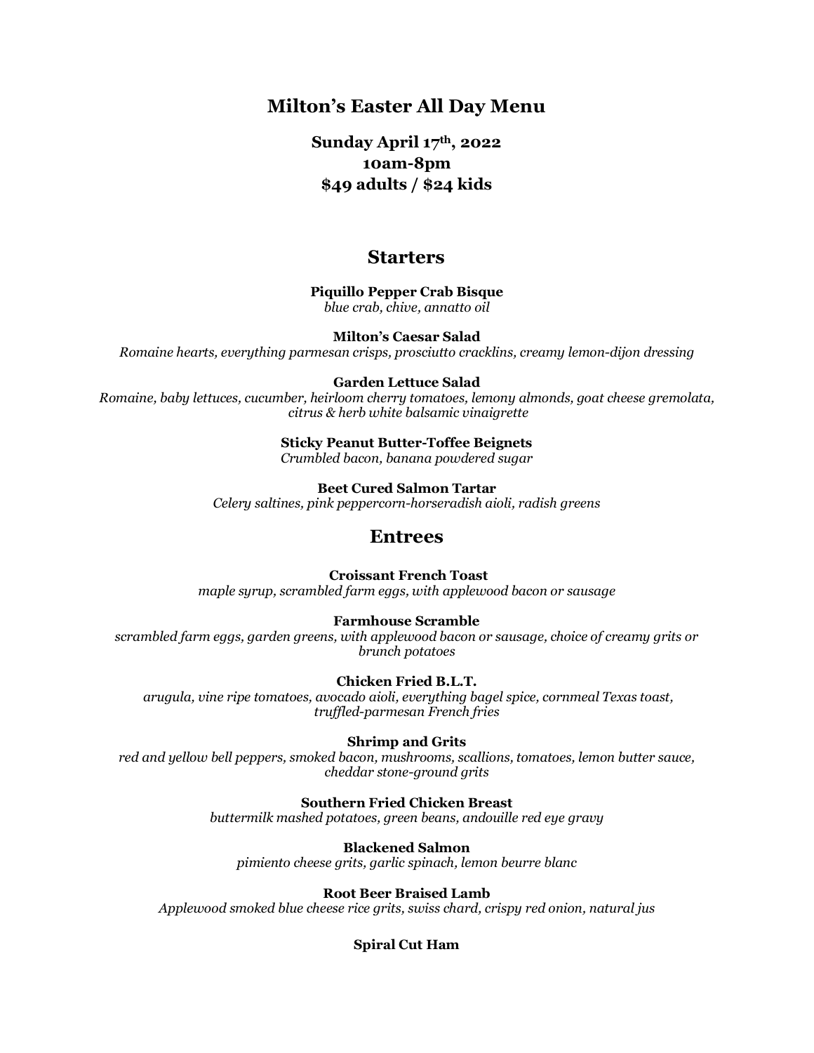# Milton's Easter All Day Menu

**Sunday April 17th, 2022**
**10am-8pm**
**$49 adults / $24 kids**

## Starters

**Piquillo Pepper Crab Bisque**
*blue crab, chive, annatto oil*

**Milton's Caesar Salad**
*Romaine hearts, everything parmesan crisps, prosciutto cracklins, creamy lemon-dijon dressing*

**Garden Lettuce Salad**
*Romaine, baby lettuces, cucumber, heirloom cherry tomatoes, lemony almonds, goat cheese gremolata, citrus & herb white balsamic vinaigrette*

**Sticky Peanut Butter-Toffee Beignets**
*Crumbled bacon, banana powdered sugar*

**Beet Cured Salmon Tartar**
*Celery saltines, pink peppercorn-horseradish aioli, radish greens*

## Entrees

**Croissant French Toast**
*maple syrup, scrambled farm eggs, with applewood bacon or sausage*

**Farmhouse Scramble**
*scrambled farm eggs, garden greens, with applewood bacon or sausage, choice of creamy grits or brunch potatoes*

**Chicken Fried B.L.T.**
*arugula, vine ripe tomatoes, avocado aioli, everything bagel spice, cornmeal Texas toast, truffled-parmesan French fries*

**Shrimp and Grits**
*red and yellow bell peppers, smoked bacon, mushrooms, scallions, tomatoes, lemon butter sauce, cheddar stone-ground grits*

**Southern Fried Chicken Breast**
*buttermilk mashed potatoes, green beans, andouille red eye gravy*

**Blackened Salmon**
*pimiento cheese grits, garlic spinach, lemon beurre blanc*

**Root Beer Braised Lamb**
*Applewood smoked blue cheese rice grits, swiss chard, crispy red onion, natural jus*

**Spiral Cut Ham**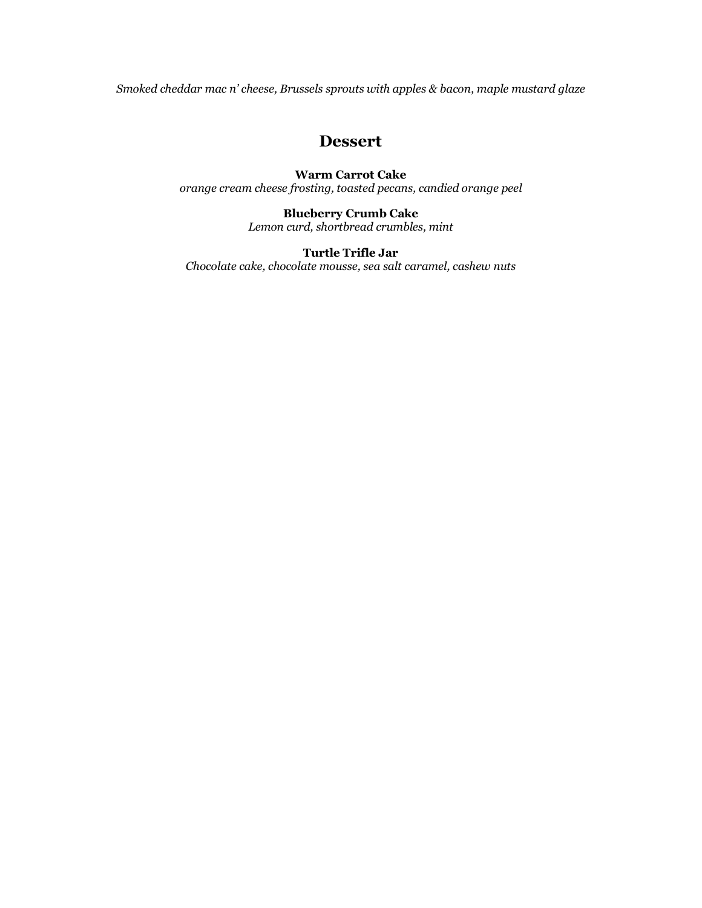*Smoked cheddar mac n' cheese, Brussels sprouts with apples & bacon, maple mustard glaze*

## Dessert

**Warm Carrot Cake**
*orange cream cheese frosting, toasted pecans, candied orange peel*

**Blueberry Crumb Cake**
*Lemon curd, shortbread crumbles, mint*

**Turtle Trifle Jar**
*Chocolate cake, chocolate mousse, sea salt caramel, cashew nuts*